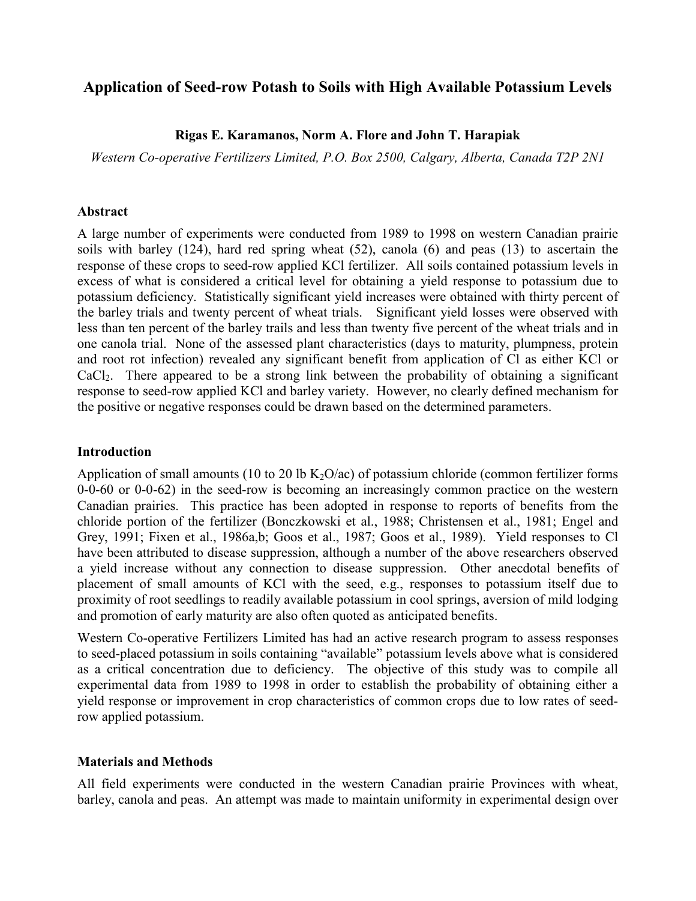# Application of Seed-row Potash to Soils with High Available Potassium Levels

**Rigas E. Karamanos, Norm A. Flore and John T. Harapiak**

*Western Co-operative Fertilizers Limited, P.O. Box 2500, Calgary, Alberta, Canada T2P 2N1*

## Abstract

A large number of experiments were conducted from 1989 to 1998 on western Canadian prairie soils with barley (124), hard red spring wheat (52), canola (6) and peas (13) to ascertain the response of these crops to seed-row applied KCl fertilizer. All soils contained potassium levels in excess of what is considered a critical level for obtaining a yield response to potassium due to potassium deficiency. Statistically significant yield increases were obtained with thirty percent of the barley trials and twenty percent of wheat trials. Significant yield losses were observed with less than ten percent of the barley trails and less than twenty five percent of the wheat trials and in one canola trial. None of the assessed plant characteristics (days to maturity, plumpness, protein and root rot infection) revealed any significant benefit from application of Cl as either KCl or $CaCl_2$. There appeared to be a strong link between the probability of obtaining a significant response to seed-row applied KCl and barley variety. However, no clearly defined mechanism for the positive or negative responses could be drawn based on the determined parameters.

## Introduction

Application of small amounts (10 to 20 lb $K_2O$/ac) of potassium chloride (common fertilizer forms 0-0-60 or 0-0-62) in the seed-row is becoming an increasingly common practice on the western Canadian prairies. This practice has been adopted in response to reports of benefits from the chloride portion of the fertilizer (Bonczkowski et al., 1988; Christensen et al., 1981; Engel and Grey, 1991; Fixen et al., 1986a,b; Goos et al., 1987; Goos et al., 1989). Yield responses to Cl have been attributed to disease suppression, although a number of the above researchers observed a yield increase without any connection to disease suppression. Other anecdotal benefits of placement of small amounts of KCl with the seed, e.g., responses to potassium itself due to proximity of root seedlings to readily available potassium in cool springs, aversion of mild lodging and promotion of early maturity are also often quoted as anticipated benefits.

Western Co-operative Fertilizers Limited has had an active research program to assess responses to seed-placed potassium in soils containing "available" potassium levels above what is considered as a critical concentration due to deficiency. The objective of this study was to compile all experimental data from 1989 to 1998 in order to establish the probability of obtaining either a yield response or improvement in crop characteristics of common crops due to low rates of seed-row applied potassium.

## Materials and Methods

All field experiments were conducted in the western Canadian prairie Provinces with wheat, barley, canola and peas. An attempt was made to maintain uniformity in experimental design over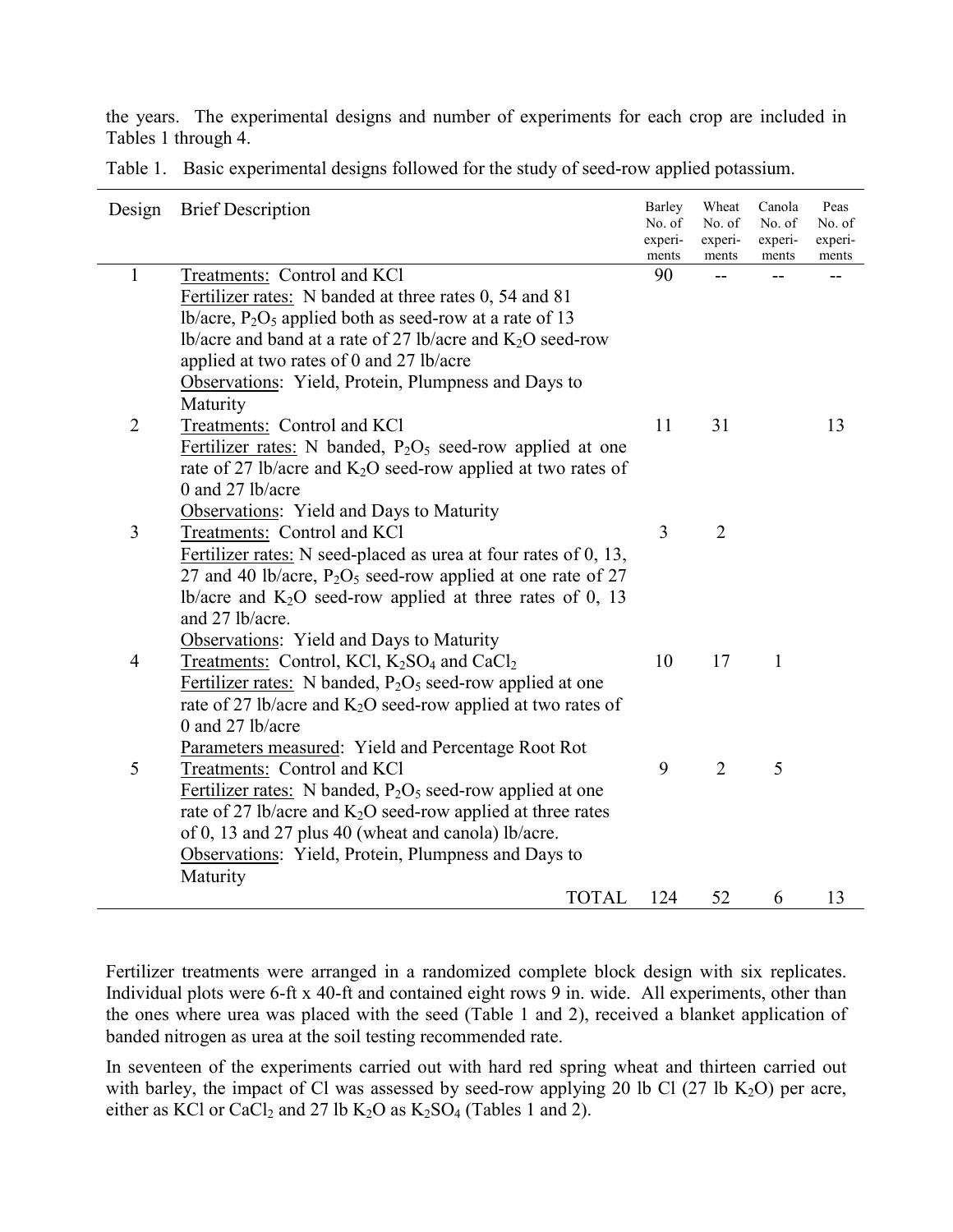the years. The experimental designs and number of experiments for each crop are included in Tables 1 through 4.

Table 1. Basic experimental designs followed for the study of seed-row applied potassium.

| Design | Brief Description | Barley No. of experi-ments | Wheat No. of experi-ments | Canola No. of experi-ments | Peas No. of experi-ments |
|---|---|---|---|---|---|
| 1 | Treatments: Control and KCl<br>Fertilizer rates: N banded at three rates 0, 54 and 81 lb/acre, $P_2O_5$ applied both as seed-row at a rate of 13 lb/acre and band at a rate of 27 lb/acre and $K_2O$ seed-row applied at two rates of 0 and 27 lb/acre<br>Observations: Yield, Protein, Plumpness and Days to Maturity | 90 | -- | -- | -- |
| 2 | Treatments: Control and KCl<br>Fertilizer rates: N banded, $P_2O_5$ seed-row applied at one rate of 27 lb/acre and $K_2O$ seed-row applied at two rates of 0 and 27 lb/acre<br>Observations: Yield and Days to Maturity | 11 | 31 | | 13 |
| 3 | Treatments: Control and KCl<br>Fertilizer rates: N seed-placed as urea at four rates of 0, 13, 27 and 40 lb/acre, $P_2O_5$ seed-row applied at one rate of 27 lb/acre and $K_2O$ seed-row applied at three rates of 0, 13 and 27 lb/acre.<br>Observations: Yield and Days to Maturity | 3 | 2 | | |
| 4 | Treatments: Control, KCl, $K_2SO_4$ and $CaCl_2$<br>Fertilizer rates: N banded, $P_2O_5$ seed-row applied at one rate of 27 lb/acre and $K_2O$ seed-row applied at two rates of 0 and 27 lb/acre<br>Parameters measured: Yield and Percentage Root Rot | 10 | 17 | 1 | |
| 5 | Treatments: Control and KCl<br>Fertilizer rates: N banded, $P_2O_5$ seed-row applied at one rate of 27 lb/acre and $K_2O$ seed-row applied at three rates of 0, 13 and 27 plus 40 (wheat and canola) lb/acre.<br>Observations: Yield, Protein, Plumpness and Days to Maturity | 9 | 2 | 5 | |
| | TOTAL | 124 | 52 | 6 | 13 |

Fertilizer treatments were arranged in a randomized complete block design with six replicates. Individual plots were 6-ft x 40-ft and contained eight rows 9 in. wide. All experiments, other than the ones where urea was placed with the seed (Table 1 and 2), received a blanket application of banded nitrogen as urea at the soil testing recommended rate.

In seventeen of the experiments carried out with hard red spring wheat and thirteen carried out with barley, the impact of Cl was assessed by seed-row applying 20 lb Cl (27 lb $K_2O$) per acre, either as KCl or $CaCl_2$ and 27 lb $K_2O$ as $K_2SO_4$ (Tables 1 and 2).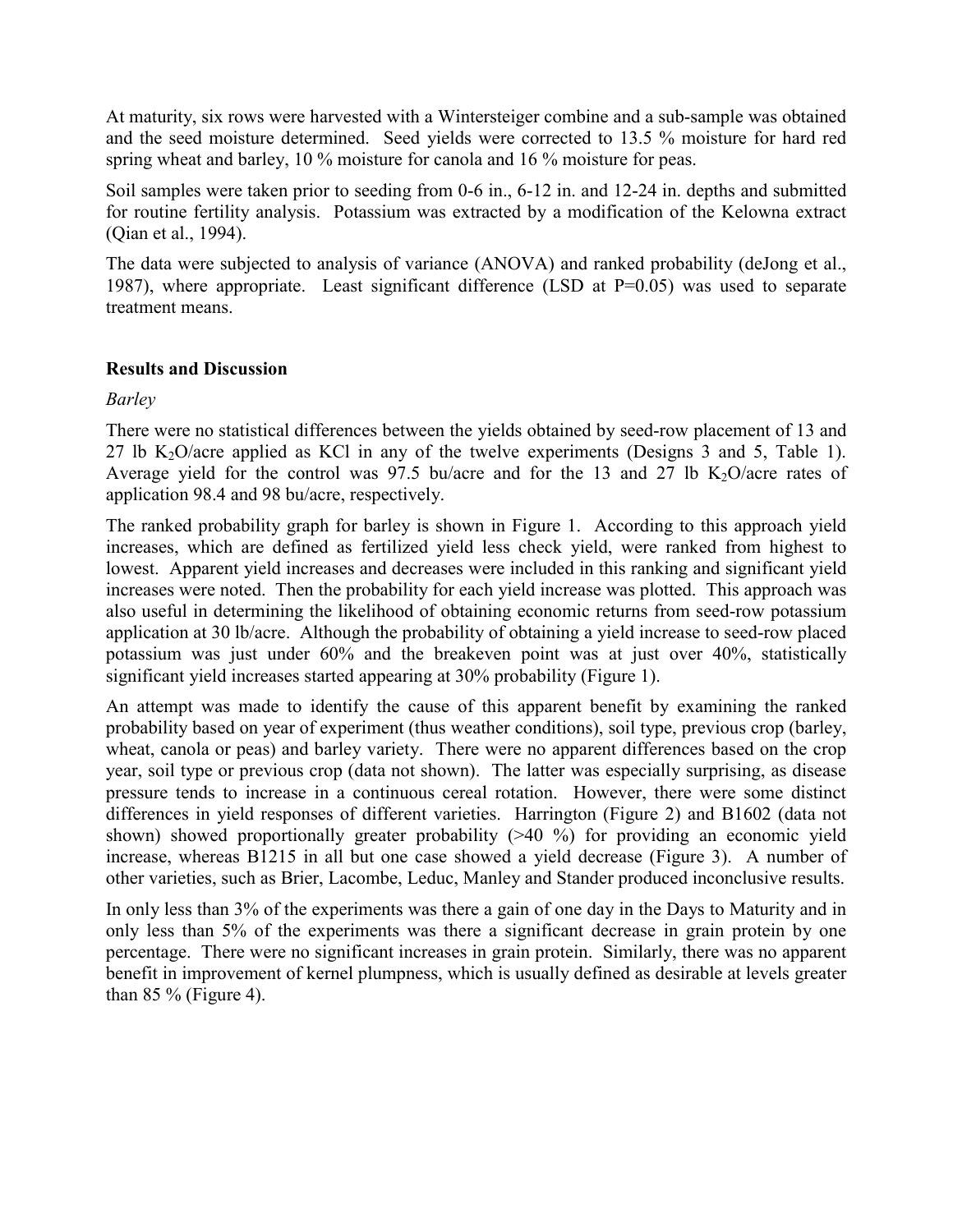At maturity, six rows were harvested with a Wintersteiger combine and a sub-sample was obtained and the seed moisture determined. Seed yields were corrected to 13.5 % moisture for hard red spring wheat and barley, 10 % moisture for canola and 16 % moisture for peas.

Soil samples were taken prior to seeding from 0-6 in., 6-12 in. and 12-24 in. depths and submitted for routine fertility analysis. Potassium was extracted by a modification of the Kelowna extract (Qian et al., 1994).

The data were subjected to analysis of variance (ANOVA) and ranked probability (deJong et al., 1987), where appropriate. Least significant difference (LSD at P=0.05) was used to separate treatment means.

## Results and Discussion

*Barley*

There were no statistical differences between the yields obtained by seed-row placement of 13 and 27 lb $K_2O$/acre applied as KCl in any of the twelve experiments (Designs 3 and 5, Table 1). Average yield for the control was 97.5 bu/acre and for the 13 and 27 lb $K_2O$/acre rates of application 98.4 and 98 bu/acre, respectively.

The ranked probability graph for barley is shown in Figure 1. According to this approach yield increases, which are defined as fertilized yield less check yield, were ranked from highest to lowest. Apparent yield increases and decreases were included in this ranking and significant yield increases were noted. Then the probability for each yield increase was plotted. This approach was also useful in determining the likelihood of obtaining economic returns from seed-row potassium application at 30 lb/acre. Although the probability of obtaining a yield increase to seed-row placed potassium was just under 60% and the breakeven point was at just over 40%, statistically significant yield increases started appearing at 30% probability (Figure 1).

An attempt was made to identify the cause of this apparent benefit by examining the ranked probability based on year of experiment (thus weather conditions), soil type, previous crop (barley, wheat, canola or peas) and barley variety. There were no apparent differences based on the crop year, soil type or previous crop (data not shown). The latter was especially surprising, as disease pressure tends to increase in a continuous cereal rotation. However, there were some distinct differences in yield responses of different varieties. Harrington (Figure 2) and B1602 (data not shown) showed proportionally greater probability (>40 %) for providing an economic yield increase, whereas B1215 in all but one case showed a yield decrease (Figure 3). A number of other varieties, such as Brier, Lacombe, Leduc, Manley and Stander produced inconclusive results.

In only less than 3% of the experiments was there a gain of one day in the Days to Maturity and in only less than 5% of the experiments was there a significant decrease in grain protein by one percentage. There were no significant increases in grain protein. Similarly, there was no apparent benefit in improvement of kernel plumpness, which is usually defined as desirable at levels greater than 85 % (Figure 4).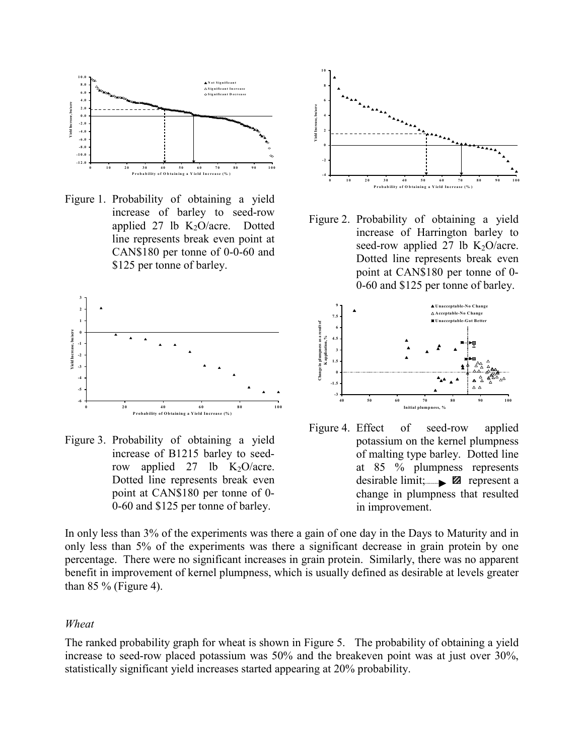Figure 1. Probability of obtaining a yield increase of barley to seed-row applied 27 lb $K_2O$/acre. Dotted line represents break even point at CAN$180 per tonne of 0-0-60 and $125 per tonne of barley.

Figure 2. Probability of obtaining a yield increase of Harrington barley to seed-row applied 27 lb $K_2O$/acre. Dotted line represents break even point at CAN$180 per tonne of 0-0-60 and $125 per tonne of barley.

Figure 3. Probability of obtaining a yield increase of B1215 barley to seed-row applied 27 lb $K_2O$/acre. Dotted line represents break even point at CAN$180 per tonne of 0-0-60 and $125 per tonne of barley.

Figure 4. Effect of seed-row applied potassium on the kernel plumpness of malting type barley. Dotted line at 85 % plumpness represents desirable limit; ▶ ▨ represent a change in plumpness that resulted in improvement.

In only less than 3% of the experiments was there a gain of one day in the Days to Maturity and in only less than 5% of the experiments was there a significant decrease in grain protein by one percentage. There were no significant increases in grain protein. Similarly, there was no apparent benefit in improvement of kernel plumpness, which is usually defined as desirable at levels greater than 85 % (Figure 4).

*Wheat*

The ranked probability graph for wheat is shown in Figure 5. The probability of obtaining a yield increase to seed-row placed potassium was 50% and the breakeven point was at just over 30%, statistically significant yield increases started appearing at 20% probability.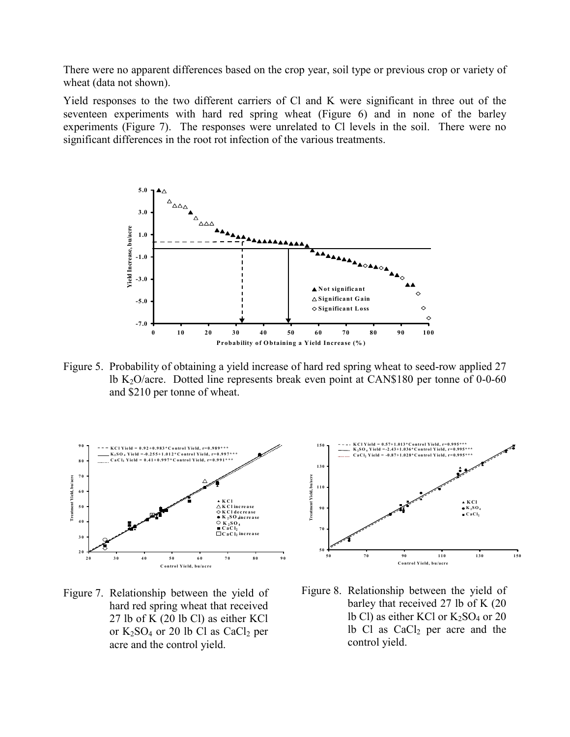There were no apparent differences based on the crop year, soil type or previous crop or variety of wheat (data not shown).

Yield responses to the two different carriers of Cl and K were significant in three out of the seventeen experiments with hard red spring wheat (Figure 6) and in none of the barley experiments (Figure 7). The responses were unrelated to Cl levels in the soil. There were no significant differences in the root rot infection of the various treatments.

Figure 5. Probability of obtaining a yield increase of hard red spring wheat to seed-row applied 27 lb $K_2O$/acre. Dotted line represents break even point at CAN$180 per tonne of 0-0-60 and $210 per tonne of wheat.

Figure 7. Relationship between the yield of hard red spring wheat that received 27 lb of K (20 lb Cl) as either KCl or $K_2SO_4$ or 20 lb Cl as $CaCl_2$ per acre and the control yield.

Figure 8. Relationship between the yield of barley that received 27 lb of K (20 lb Cl) as either KCl or $K_2SO_4$ or 20 lb Cl as $CaCl_2$ per acre and the control yield.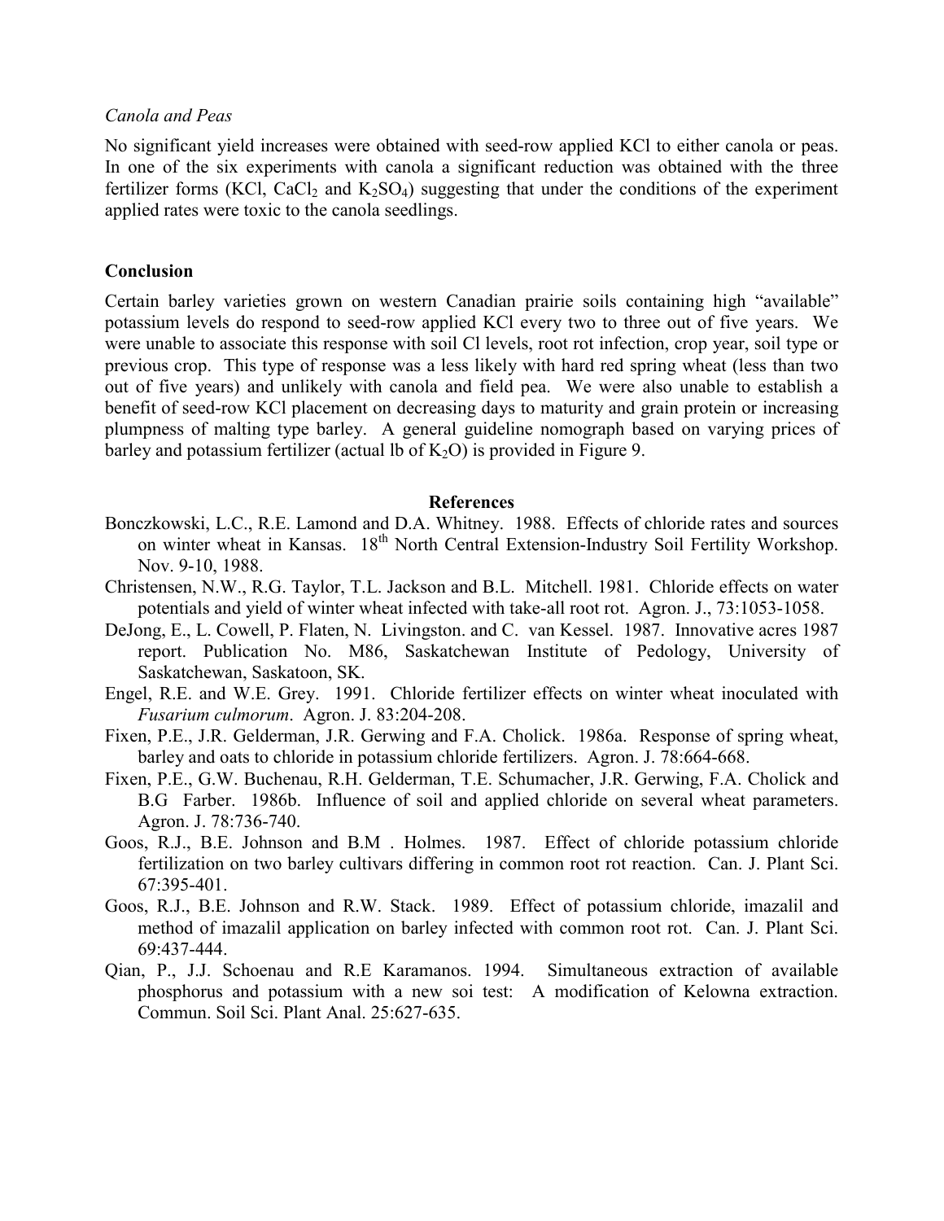*Canola and Peas*

No significant yield increases were obtained with seed-row applied KCl to either canola or peas. In one of the six experiments with canola a significant reduction was obtained with the three fertilizer forms (KCl, $CaCl_2$ and $K_2SO_4$) suggesting that under the conditions of the experiment applied rates were toxic to the canola seedlings.

## Conclusion

Certain barley varieties grown on western Canadian prairie soils containing high "available" potassium levels do respond to seed-row applied KCl every two to three out of five years. We were unable to associate this response with soil Cl levels, root rot infection, crop year, soil type or previous crop. This type of response was a less likely with hard red spring wheat (less than two out of five years) and unlikely with canola and field pea. We were also unable to establish a benefit of seed-row KCl placement on decreasing days to maturity and grain protein or increasing plumpness of malting type barley. A general guideline nomograph based on varying prices of barley and potassium fertilizer (actual lb of $K_2O$) is provided in Figure 9.

## References

Bonczkowski, L.C., R.E. Lamond and D.A. Whitney. 1988. Effects of chloride rates and sources on winter wheat in Kansas. 18th North Central Extension-Industry Soil Fertility Workshop. Nov. 9-10, 1988.

Christensen, N.W., R.G. Taylor, T.L. Jackson and B.L. Mitchell. 1981. Chloride effects on water potentials and yield of winter wheat infected with take-all root rot. Agron. J., 73:1053-1058.

DeJong, E., L. Cowell, P. Flaten, N. Livingston. and C. van Kessel. 1987. Innovative acres 1987 report. Publication No. M86, Saskatchewan Institute of Pedology, University of Saskatchewan, Saskatoon, SK.

Engel, R.E. and W.E. Grey. 1991. Chloride fertilizer effects on winter wheat inoculated with *Fusarium culmorum*. Agron. J. 83:204-208.

Fixen, P.E., J.R. Gelderman, J.R. Gerwing and F.A. Cholick. 1986a. Response of spring wheat, barley and oats to chloride in potassium chloride fertilizers. Agron. J. 78:664-668.

Fixen, P.E., G.W. Buchenau, R.H. Gelderman, T.E. Schumacher, J.R. Gerwing, F.A. Cholick and B.G Farber. 1986b. Influence of soil and applied chloride on several wheat parameters. Agron. J. 78:736-740.

Goos, R.J., B.E. Johnson and B.M . Holmes. 1987. Effect of chloride potassium chloride fertilization on two barley cultivars differing in common root rot reaction. Can. J. Plant Sci. 67:395-401.

Goos, R.J., B.E. Johnson and R.W. Stack. 1989. Effect of potassium chloride, imazalil and method of imazalil application on barley infected with common root rot. Can. J. Plant Sci. 69:437-444.

Qian, P., J.J. Schoenau and R.E Karamanos. 1994. Simultaneous extraction of available phosphorus and potassium with a new soi test: A modification of Kelowna extraction. Commun. Soil Sci. Plant Anal. 25:627-635.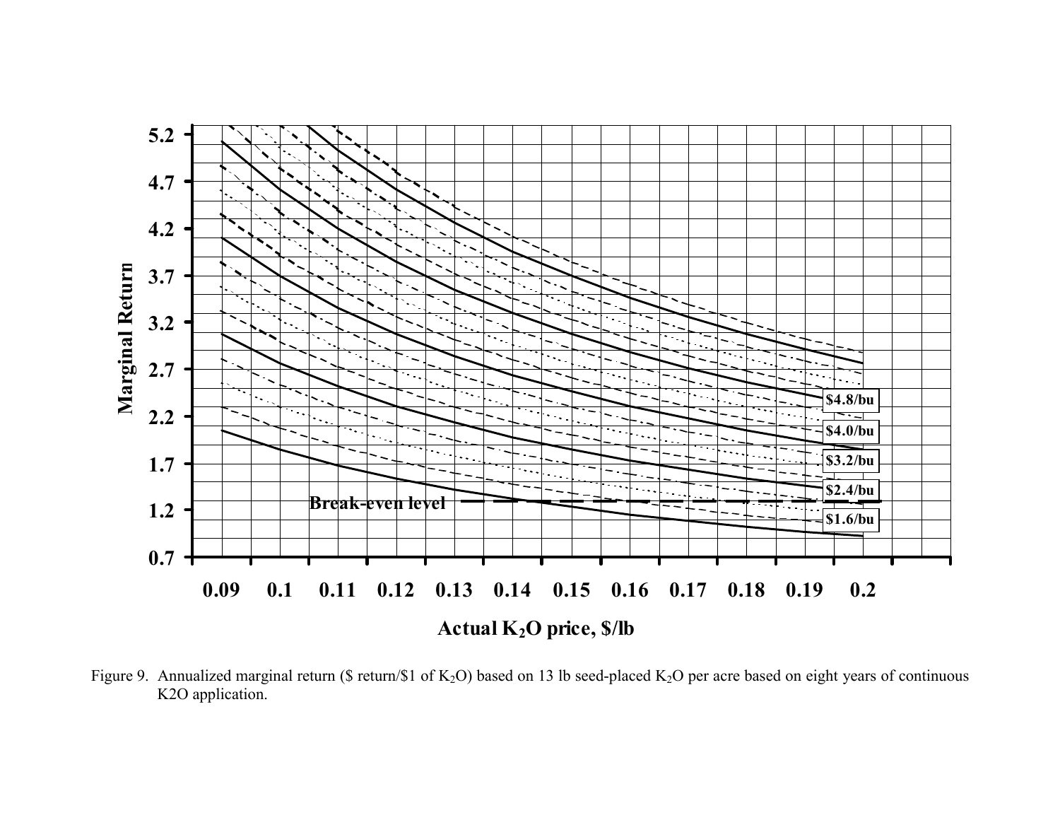Marginal Return

5.2
4.7
4.2
3.7
3.2
2.7
2.2
1.7
1.2
0.7

0.09 0.1 0.11 0.12 0.13 0.14 0.15 0.16 0.17 0.18 0.19 0.2

Actual $K_2O$ price, \$/lb

Break-even level

\$4.8/bu
\$4.0/bu
\$3.2/bu
\$2.4/bu
\$1.6/bu

Figure 9. Annualized marginal return (\$ return/\$1 of $K_2O$) based on 13 lb seed-placed $K_2O$ per acre based on eight years of continuous K2O application.